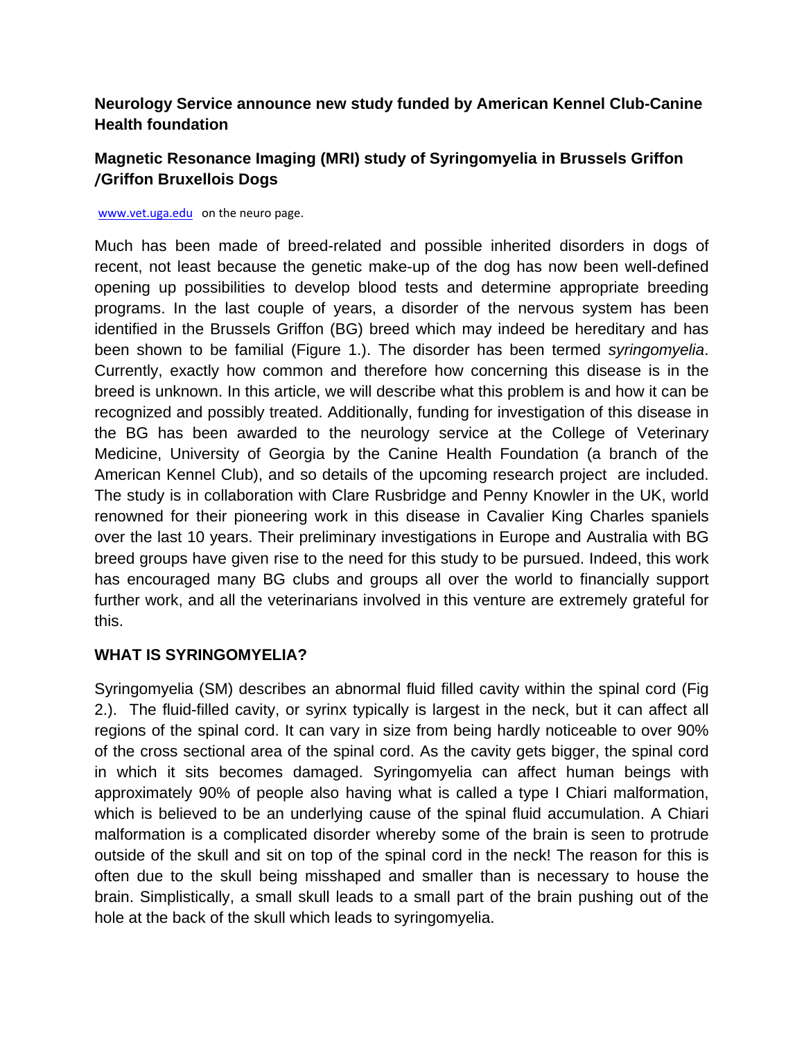**Neurology Service announce new study funded by American Kennel Club-Canine Health foundation**

**Magnetic Resonance Imaging (MRI) study of Syringomyelia in Brussels Griffon /Griffon Bruxellois Dogs**

www.vet.uga.edu on the neuro page.

Much has been made of breed-related and possible inherited disorders in dogs of recent, not least because the genetic make-up of the dog has now been well-defined opening up possibilities to develop blood tests and determine appropriate breeding programs. In the last couple of years, a disorder of the nervous system has been identified in the Brussels Griffon (BG) breed which may indeed be hereditary and has been shown to be familial (Figure 1.). The disorder has been termed *syringomyelia*. Currently, exactly how common and therefore how concerning this disease is in the breed is unknown. In this article, we will describe what this problem is and how it can be recognized and possibly treated. Additionally, funding for investigation of this disease in the BG has been awarded to the neurology service at the College of Veterinary Medicine, University of Georgia by the Canine Health Foundation (a branch of the American Kennel Club), and so details of the upcoming research project are included. The study is in collaboration with Clare Rusbridge and Penny Knowler in the UK, world renowned for their pioneering work in this disease in Cavalier King Charles spaniels over the last 10 years. Their preliminary investigations in Europe and Australia with BG breed groups have given rise to the need for this study to be pursued. Indeed, this work has encouraged many BG clubs and groups all over the world to financially support further work, and all the veterinarians involved in this venture are extremely grateful for this.

**WHAT IS SYRINGOMYELIA?**

Syringomyelia (SM) describes an abnormal fluid filled cavity within the spinal cord (Fig 2.). The fluid-filled cavity, or syrinx typically is largest in the neck, but it can affect all regions of the spinal cord. It can vary in size from being hardly noticeable to over 90% of the cross sectional area of the spinal cord. As the cavity gets bigger, the spinal cord in which it sits becomes damaged. Syringomyelia can affect human beings with approximately 90% of people also having what is called a type I Chiari malformation, which is believed to be an underlying cause of the spinal fluid accumulation. A Chiari malformation is a complicated disorder whereby some of the brain is seen to protrude outside of the skull and sit on top of the spinal cord in the neck! The reason for this is often due to the skull being misshaped and smaller than is necessary to house the brain. Simplistically, a small skull leads to a small part of the brain pushing out of the hole at the back of the skull which leads to syringomyelia.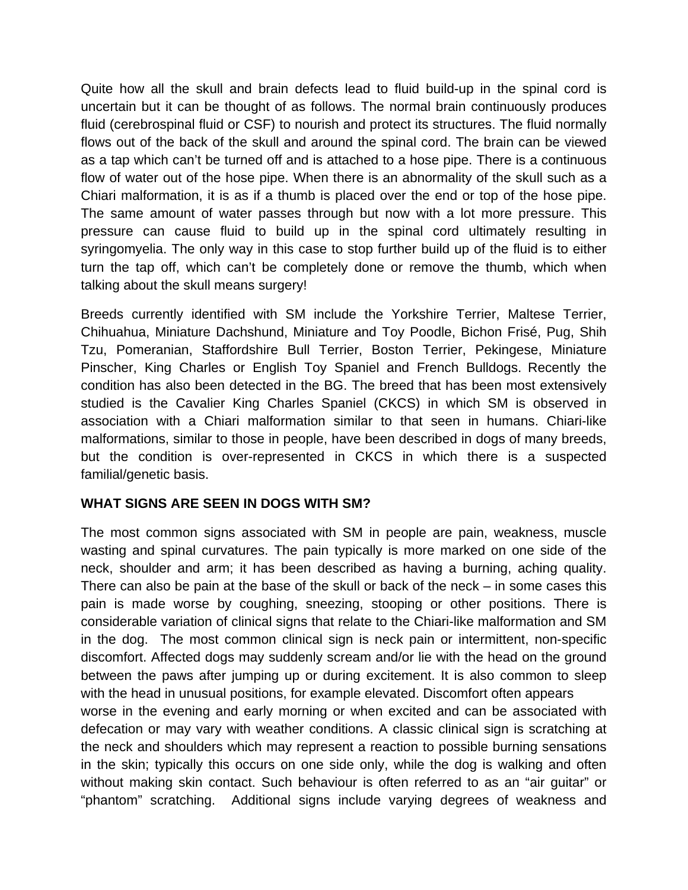Quite how all the skull and brain defects lead to fluid build-up in the spinal cord is uncertain but it can be thought of as follows. The normal brain continuously produces fluid (cerebrospinal fluid or CSF) to nourish and protect its structures. The fluid normally flows out of the back of the skull and around the spinal cord. The brain can be viewed as a tap which can't be turned off and is attached to a hose pipe. There is a continuous flow of water out of the hose pipe. When there is an abnormality of the skull such as a Chiari malformation, it is as if a thumb is placed over the end or top of the hose pipe. The same amount of water passes through but now with a lot more pressure. This pressure can cause fluid to build up in the spinal cord ultimately resulting in syringomyelia. The only way in this case to stop further build up of the fluid is to either turn the tap off, which can't be completely done or remove the thumb, which when talking about the skull means surgery!

Breeds currently identified with SM include the Yorkshire Terrier, Maltese Terrier, Chihuahua, Miniature Dachshund, Miniature and Toy Poodle, Bichon Frisé, Pug, Shih Tzu, Pomeranian, Staffordshire Bull Terrier, Boston Terrier, Pekingese, Miniature Pinscher, King Charles or English Toy Spaniel and French Bulldogs. Recently the condition has also been detected in the BG. The breed that has been most extensively studied is the Cavalier King Charles Spaniel (CKCS) in which SM is observed in association with a Chiari malformation similar to that seen in humans. Chiari-like malformations, similar to those in people, have been described in dogs of many breeds, but the condition is over-represented in CKCS in which there is a suspected familial/genetic basis.

**WHAT SIGNS ARE SEEN IN DOGS WITH SM?**

The most common signs associated with SM in people are pain, weakness, muscle wasting and spinal curvatures. The pain typically is more marked on one side of the neck, shoulder and arm; it has been described as having a burning, aching quality. There can also be pain at the base of the skull or back of the neck – in some cases this pain is made worse by coughing, sneezing, stooping or other positions. There is considerable variation of clinical signs that relate to the Chiari-like malformation and SM in the dog. The most common clinical sign is neck pain or intermittent, non-specific discomfort. Affected dogs may suddenly scream and/or lie with the head on the ground between the paws after jumping up or during excitement. It is also common to sleep with the head in unusual positions, for example elevated. Discomfort often appears worse in the evening and early morning or when excited and can be associated with defecation or may vary with weather conditions. A classic clinical sign is scratching at the neck and shoulders which may represent a reaction to possible burning sensations in the skin; typically this occurs on one side only, while the dog is walking and often without making skin contact. Such behaviour is often referred to as an "air guitar" or "phantom" scratching. Additional signs include varying degrees of weakness and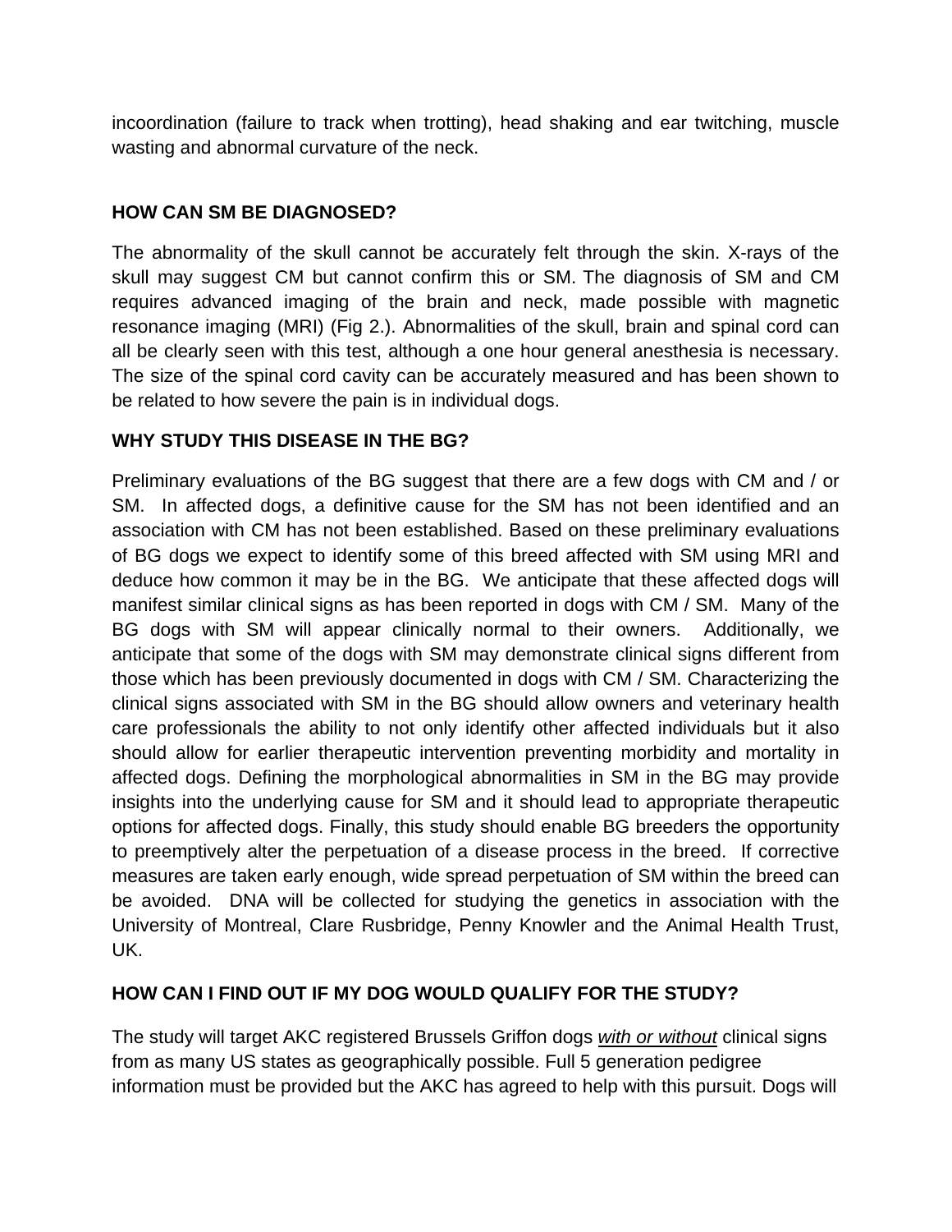incoordination (failure to track when trotting), head shaking and ear twitching, muscle wasting and abnormal curvature of the neck.

**HOW CAN SM BE DIAGNOSED?**

The abnormality of the skull cannot be accurately felt through the skin. X-rays of the skull may suggest CM but cannot confirm this or SM. The diagnosis of SM and CM requires advanced imaging of the brain and neck, made possible with magnetic resonance imaging (MRI) (Fig 2.). Abnormalities of the skull, brain and spinal cord can all be clearly seen with this test, although a one hour general anesthesia is necessary. The size of the spinal cord cavity can be accurately measured and has been shown to be related to how severe the pain is in individual dogs.

**WHY STUDY THIS DISEASE IN THE BG?**

Preliminary evaluations of the BG suggest that there are a few dogs with CM and / or SM. In affected dogs, a definitive cause for the SM has not been identified and an association with CM has not been established. Based on these preliminary evaluations of BG dogs we expect to identify some of this breed affected with SM using MRI and deduce how common it may be in the BG. We anticipate that these affected dogs will manifest similar clinical signs as has been reported in dogs with CM / SM. Many of the BG dogs with SM will appear clinically normal to their owners. Additionally, we anticipate that some of the dogs with SM may demonstrate clinical signs different from those which has been previously documented in dogs with CM / SM. Characterizing the clinical signs associated with SM in the BG should allow owners and veterinary health care professionals the ability to not only identify other affected individuals but it also should allow for earlier therapeutic intervention preventing morbidity and mortality in affected dogs. Defining the morphological abnormalities in SM in the BG may provide insights into the underlying cause for SM and it should lead to appropriate therapeutic options for affected dogs. Finally, this study should enable BG breeders the opportunity to preemptively alter the perpetuation of a disease process in the breed. If corrective measures are taken early enough, wide spread perpetuation of SM within the breed can be avoided. DNA will be collected for studying the genetics in association with the University of Montreal, Clare Rusbridge, Penny Knowler and the Animal Health Trust, UK.

**HOW CAN I FIND OUT IF MY DOG WOULD QUALIFY FOR THE STUDY?**

The study will target AKC registered Brussels Griffon dogs *with or without* clinical signs from as many US states as geographically possible. Full 5 generation pedigree information must be provided but the AKC has agreed to help with this pursuit. Dogs will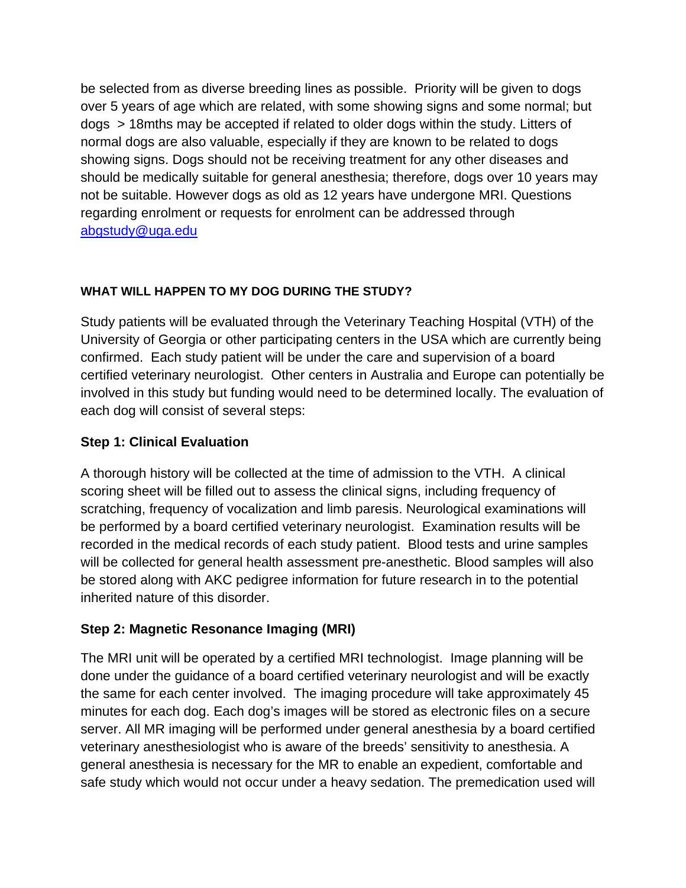be selected from as diverse breeding lines as possible. Priority will be given to dogs over 5 years of age which are related, with some showing signs and some normal; but dogs > 18mths may be accepted if related to older dogs within the study. Litters of normal dogs are also valuable, especially if they are known to be related to dogs showing signs. Dogs should not be receiving treatment for any other diseases and should be medically suitable for general anesthesia; therefore, dogs over 10 years may not be suitable. However dogs as old as 12 years have undergone MRI. Questions regarding enrolment or requests for enrolment can be addressed through [abgstudy@uga.edu](mailto:abgstudy@uga.edu)

#### WHAT WILL HAPPEN TO MY DOG DURING THE STUDY?

Study patients will be evaluated through the Veterinary Teaching Hospital (VTH) of the University of Georgia or other participating centers in the USA which are currently being confirmed. Each study patient will be under the care and supervision of a board certified veterinary neurologist. Other centers in Australia and Europe can potentially be involved in this study but funding would need to be determined locally. The evaluation of each dog will consist of several steps:

### Step 1: Clinical Evaluation

A thorough history will be collected at the time of admission to the VTH. A clinical scoring sheet will be filled out to assess the clinical signs, including frequency of scratching, frequency of vocalization and limb paresis. Neurological examinations will be performed by a board certified veterinary neurologist. Examination results will be recorded in the medical records of each study patient. Blood tests and urine samples will be collected for general health assessment pre-anesthetic. Blood samples will also be stored along with AKC pedigree information for future research in to the potential inherited nature of this disorder.

### Step 2: Magnetic Resonance Imaging (MRI)

The MRI unit will be operated by a certified MRI technologist. Image planning will be done under the guidance of a board certified veterinary neurologist and will be exactly the same for each center involved. The imaging procedure will take approximately 45 minutes for each dog. Each dog's images will be stored as electronic files on a secure server. All MR imaging will be performed under general anesthesia by a board certified veterinary anesthesiologist who is aware of the breeds' sensitivity to anesthesia. A general anesthesia is necessary for the MR to enable an expedient, comfortable and safe study which would not occur under a heavy sedation. The premedication used will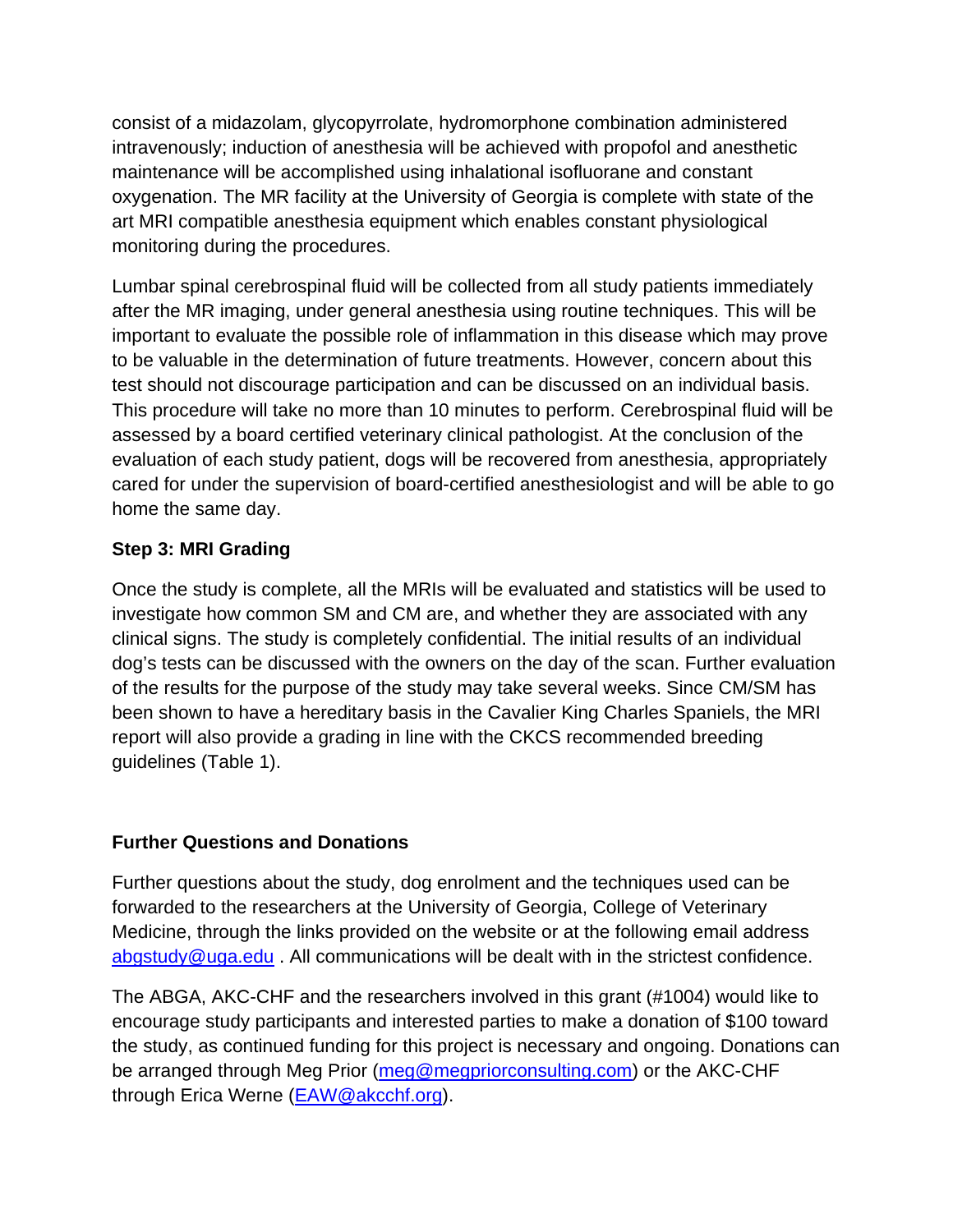consist of a midazolam, glycopyrrolate, hydromorphone combination administered intravenously; induction of anesthesia will be achieved with propofol and anesthetic maintenance will be accomplished using inhalational isofluorane and constant oxygenation. The MR facility at the University of Georgia is complete with state of the art MRI compatible anesthesia equipment which enables constant physiological monitoring during the procedures.

Lumbar spinal cerebrospinal fluid will be collected from all study patients immediately after the MR imaging, under general anesthesia using routine techniques. This will be important to evaluate the possible role of inflammation in this disease which may prove to be valuable in the determination of future treatments. However, concern about this test should not discourage participation and can be discussed on an individual basis. This procedure will take no more than 10 minutes to perform. Cerebrospinal fluid will be assessed by a board certified veterinary clinical pathologist. At the conclusion of the evaluation of each study patient, dogs will be recovered from anesthesia, appropriately cared for under the supervision of board-certified anesthesiologist and will be able to go home the same day.

**Step 3: MRI Grading**

Once the study is complete, all the MRIs will be evaluated and statistics will be used to investigate how common SM and CM are, and whether they are associated with any clinical signs. The study is completely confidential. The initial results of an individual dog's tests can be discussed with the owners on the day of the scan. Further evaluation of the results for the purpose of the study may take several weeks. Since CM/SM has been shown to have a hereditary basis in the Cavalier King Charles Spaniels, the MRI report will also provide a grading in line with the CKCS recommended breeding guidelines (Table 1).

**Further Questions and Donations**

Further questions about the study, dog enrolment and the techniques used can be forwarded to the researchers at the University of Georgia, College of Veterinary Medicine, through the links provided on the website or at the following email address abgstudy@uga.edu . All communications will be dealt with in the strictest confidence.

The ABGA, AKC-CHF and the researchers involved in this grant (#1004) would like to encourage study participants and interested parties to make a donation of $100 toward the study, as continued funding for this project is necessary and ongoing. Donations can be arranged through Meg Prior (meg@megpriorconsulting.com) or the AKC-CHF through Erica Werne (EAW@akcchf.org).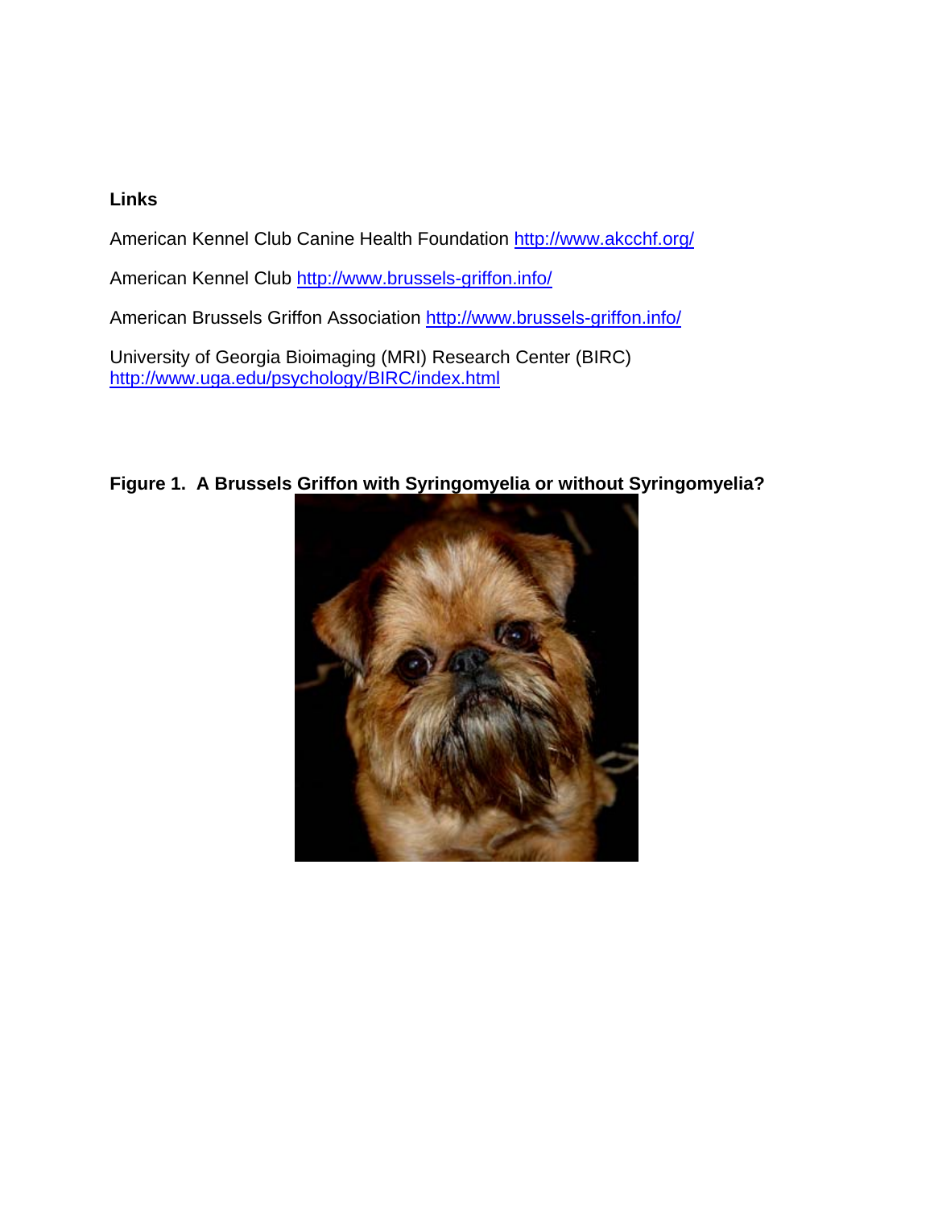**Links**

American Kennel Club Canine Health Foundation http://www.akcchf.org/

American Kennel Club http://www.brussels-griffon.info/

American Brussels Griffon Association http://www.brussels-griffon.info/

University of Georgia Bioimaging (MRI) Research Center (BIRC) http://www.uga.edu/psychology/BIRC/index.html

**Figure 1. A Brussels Griffon with Syringomyelia or without Syringomyelia?**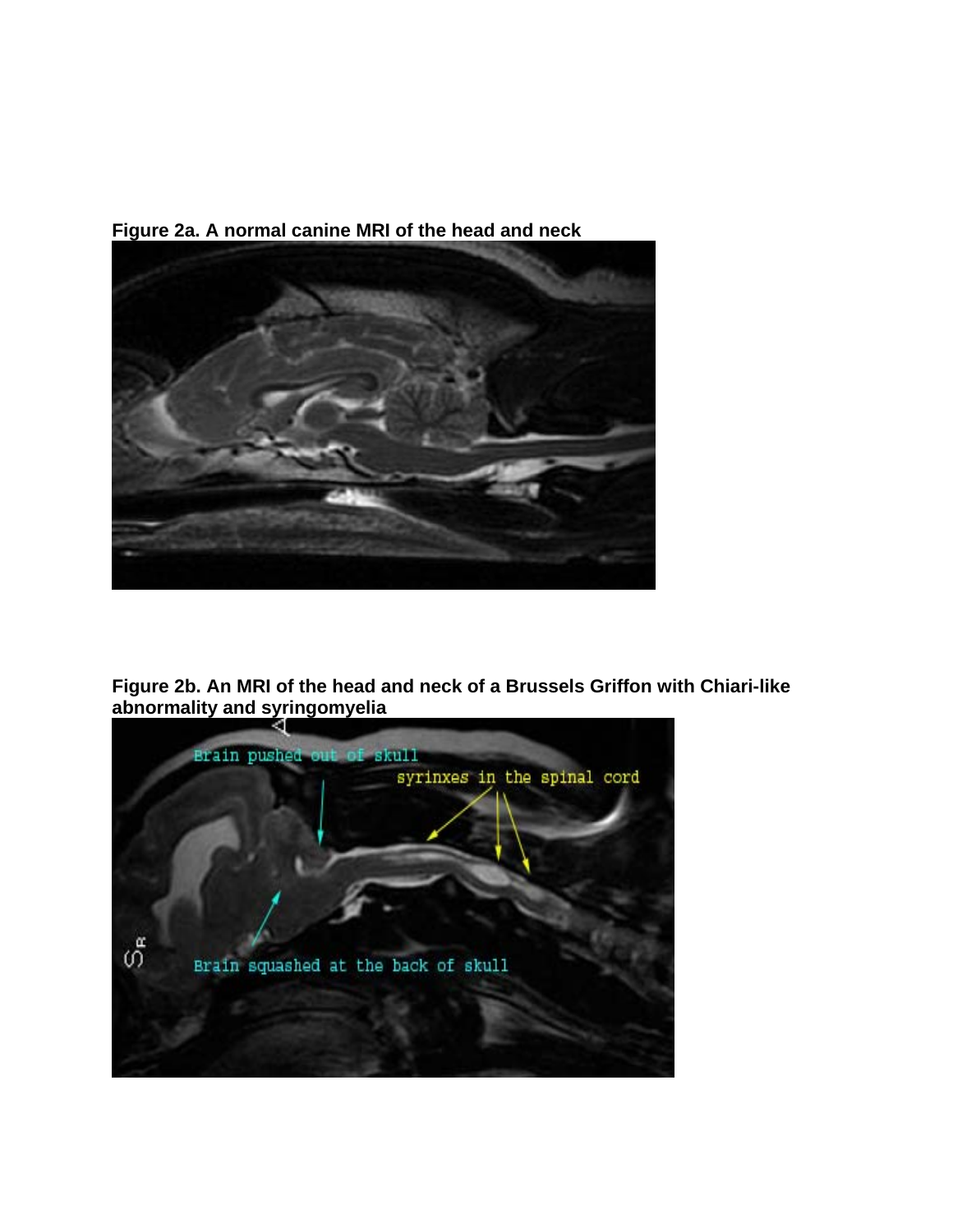**Figure 2a. A normal canine MRI of the head and neck**

**Figure 2b. An MRI of the head and neck of a Brussels Griffon with Chiari-like abnormality and syringomyelia**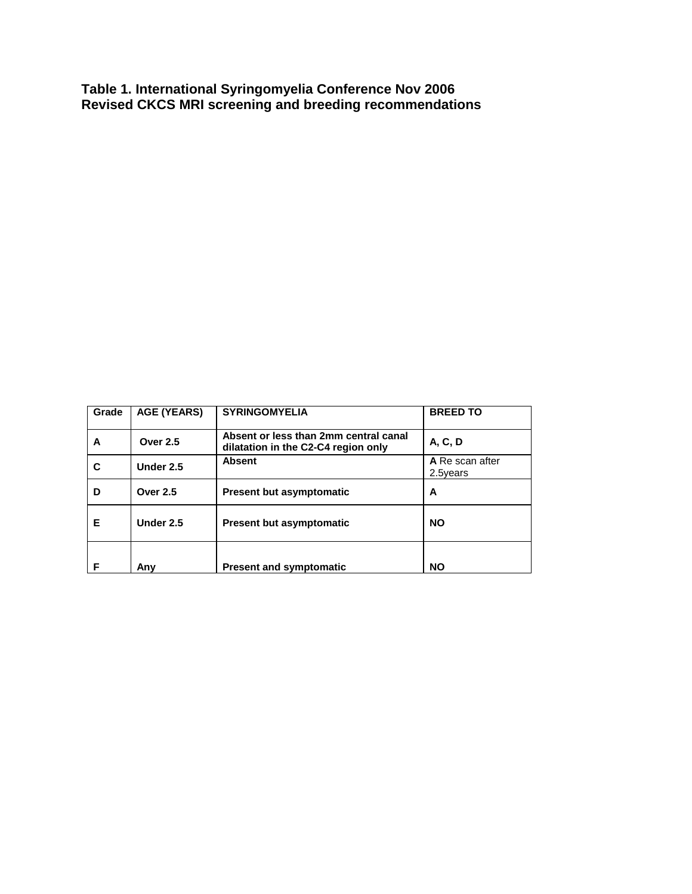**Table 1. International Syringomyelia Conference Nov 2006**
**Revised CKCS MRI screening and breeding recommendations**

| Grade | AGE (YEARS) | SYRINGOMYELIA | BREED TO |
|---|---|---|---|
| **A** | **Over 2.5** | **Absent or less than 2mm central canal dilatation in the C2-C4 region only** | **A, C, D** |
| **C** | **Under 2.5** | **Absent** | **A** Re scan after 2.5years |
| **D** | **Over 2.5** | **Present but asymptomatic** | **A** |
| **E** | **Under 2.5** | **Present but asymptomatic** | **NO** |
| **F** | **Any** | **Present and symptomatic** | **NO** |